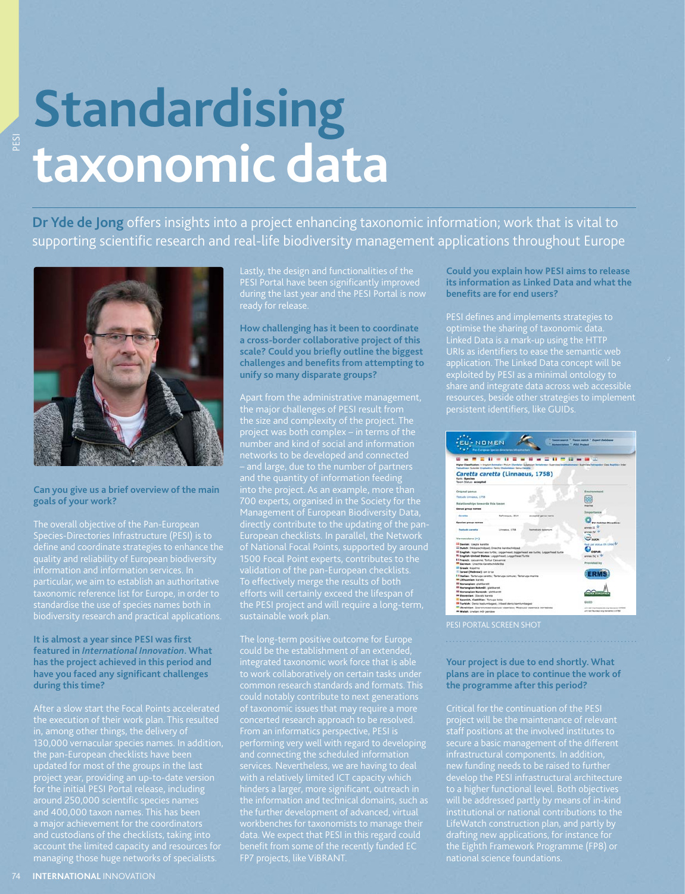# Standardising taxonomic data

**Dr Yde de Jong** offers insights into a project enhancing taxonomic information; work that is vital to supporting scientific research and real-life biodiversity management applications throughout Europe

**Can you give us a brief overview of the main goals of your work?**

The overall objective of the Pan-European Species-Directories Infrastructure (PESI) is to define and coordinate strategies to enhance the quality and reliability of European biodiversity information and information services. In particular, we aim to establish an authoritative taxonomic reference list for Europe, in order to standardise the use of species names both in biodiversity research and practical applications.

**It is almost a year since PESI was first featured in *International Innovation*. What has the project achieved in this period and have you faced any significant challenges during this time?**

After a slow start the Focal Points accelerated the execution of their work plan. This resulted in, among other things, the delivery of 130,000 vernacular species names. In addition, the pan-European checklists have been updated for most of the groups in the last project year, providing an up-to-date version for the initial PESI Portal release, including around 250,000 scientific species names and 400,000 taxon names. This has been a major achievement for the coordinators and custodians of the checklists, taking into account the limited capacity and resources for managing those huge networks of specialists.

Lastly, the design and functionalities of the PESI Portal have been significantly improved during the last year and the PESI Portal is now ready for release.

**How challenging has it been to coordinate a cross-border collaborative project of this scale? Could you briefly outline the biggest challenges and benefits from attempting to unify so many disparate groups?**

Apart from the administrative management, the major challenges of PESI result from the size and complexity of the project. The project was both complex – in terms of the number and kind of social and information networks to be developed and connected – and large, due to the number of partners and the quantity of information feeding into the project. As an example, more than 700 experts, organised in the Society for the Management of European Biodiversity Data, directly contribute to the updating of the pan-European checklists. In parallel, the Network of National Focal Points, supported by around 1500 Focal Point experts, contributes to the validation of the pan-European checklists. To effectively merge the results of both efforts will certainly exceed the lifespan of the PESI project and will require a long-term, sustainable work plan.

The long-term positive outcome for Europe could be the establishment of an extended, integrated taxonomic work force that is able to work collaboratively on certain tasks under common research standards and formats. This could notably contribute to next generations of taxonomic issues that may require a more concerted research approach to be resolved. From an informatics perspective, PESI is performing very well with regard to developing and connecting the scheduled information services. Nevertheless, we are having to deal with a relatively limited ICT capacity which hinders a larger, more significant, outreach in the information and technical domains, such as the further development of advanced, virtual workbenches for taxonomists to manage their data. We expect that PESI in this regard could benefit from some of the recently funded EC FP7 projects, like ViBRANT.

**Could you explain how PESI aims to release its information as Linked Data and what the benefits are for end users?**

PESI defines and implements strategies to optimise the sharing of taxonomic data. Linked Data is a mark-up using the HTTP URIs as identifiers to ease the semantic web application. The Linked Data concept will be exploited by PESI as a minimal ontology to share and integrate data across web accessible resources, beside other strategies to implement persistent identifiers, like GUIDs.

PESI PORTAL SCREEN SHOT

**Your project is due to end shortly. What plans are in place to continue the work of the programme after this period?**

Critical for the continuation of the PESI project will be the maintenance of relevant staff positions at the involved institutes to secure a basic management of the different infrastructural components. In addition, new funding needs to be raised to further develop the PESI infrastructural architecture to a higher functional level. Both objectives will be addressed partly by means of in-kind institutional or national contributions to the LifeWatch construction plan, and partly by drafting new applications, for instance for the Eighth Framework Programme (FP8) or national science foundations.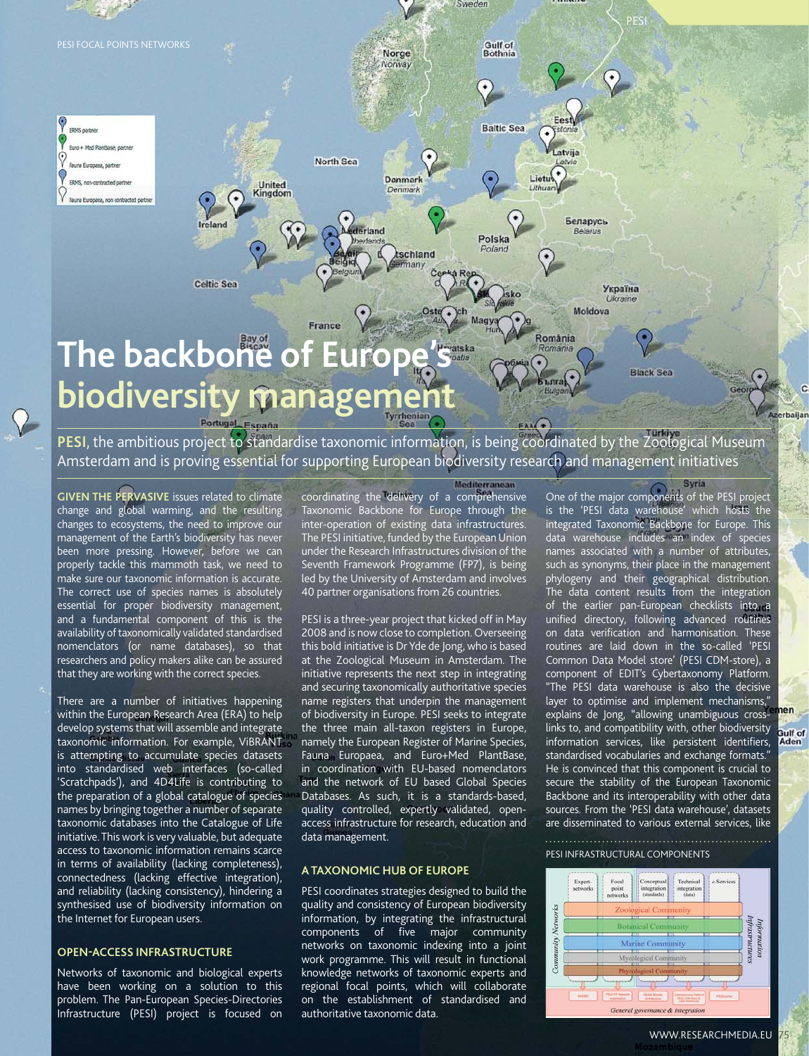# The backbone of Europe's biodiversity management

**PESI**, the ambitious project to standardise taxonomic information, is being coordinated by the Zoological Museum Amsterdam and is proving essential for supporting European biodiversity research and management initiatives

**GIVEN THE PERVASIVE** issues related to climate change and global warming, and the resulting changes to ecosystems, the need to improve our management of the Earth's biodiversity has never been more pressing. However, before we can properly tackle this mammoth task, we need to make sure our taxonomic information is accurate. The correct use of species names is absolutely essential for proper biodiversity management, and a fundamental component of this is the availability of taxonomically validated standardised nomenclators (or name databases), so that researchers and policy makers alike can be assured that they are working with the correct species.

There are a number of initiatives happening within the European Research Area (ERA) to help develop systems that will assemble and integrate taxonomic information. For example, ViBRANT is attempting to accumulate species datasets into standardised web interfaces (so-called 'Scratchpads'), and 4D4Life is contributing to the preparation of a global catalogue of species names by bringing together a number of separate taxonomic databases into the Catalogue of Life initiative. This work is very valuable, but adequate access to taxonomic information remains scarce in terms of availability (lacking completeness), connectedness (lacking effective integration), and reliability (lacking consistency), hindering a synthesised use of biodiversity information on the Internet for European users.

## OPEN-ACCESS INFRASTRUCTURE

Networks of taxonomic and biological experts have been working on a solution to this problem. The Pan-European Species-Directories Infrastructure (PESI) project is focused on coordinating the delivery of a comprehensive Taxonomic Backbone for Europe through the inter-operation of existing data infrastructures. The PESI initiative, funded by the European Union under the Research Infrastructures division of the Seventh Framework Programme (FP7), is being led by the University of Amsterdam and involves 40 partner organisations from 26 countries.

PESI is a three-year project that kicked off in May 2008 and is now close to completion. Overseeing this bold initiative is Dr Yde de Jong, who is based at the Zoological Museum in Amsterdam. The initiative represents the next step in integrating and securing taxonomically authoritative species name registers that underpin the management of biodiversity in Europe. PESI seeks to integrate the three main all-taxon registers in Europe, namely the European Register of Marine Species, Fauna Europaea, and Euro+Med PlantBase, in coordination with EU-based nomenclators and the network of EU based Global Species Databases. As such, it is a standards-based, quality controlled, expertly validated, open-access infrastructure for research, education and data management.

## A TAXONOMIC HUB OF EUROPE

PESI coordinates strategies designed to build the quality and consistency of European biodiversity information, by integrating the infrastructural components of five major community networks on taxonomic indexing into a joint work programme. This will result in functional knowledge networks of taxonomic experts and regional focal points, which will collaborate on the establishment of standardised and authoritative taxonomic data.

One of the major components of the PESI project is the 'PESI data warehouse' which hosts the integrated Taxonomic Backbone for Europe. This data warehouse includes an index of species names associated with a number of attributes, such as synonyms, their place in the management phylogeny and their geographical distribution. The data content results from the integration of the earlier pan-European checklists into a unified directory, following advanced routines on data verification and harmonisation. These routines are laid down in the so-called 'PESI Common Data Model store' (PESI CDM-store), a component of EDIT's Cybertaxonomy Platform. "The PESI data warehouse is also the decisive layer to optimise and implement mechanisms," explains de Jong, "allowing unambiguous cross-links to, and compatibility with, other biodiversity information services, like persistent identifiers, standardised vocabularies and exchange formats." He is convinced that this component is crucial to secure the stability of the European Taxonomic Backbone and its interoperability with other data sources. From the 'PESI data warehouse', datasets are disseminated to various external services, like

PESI INFRASTRUCTURAL COMPONENTS

PESI FOCAL POINTS NETWORKS

ERMS partner
Euro+ Med Plantbase, partner
Fauna Europaea, partner
ERMS, non-contracted partner
Fauna Europaea, non contracted partner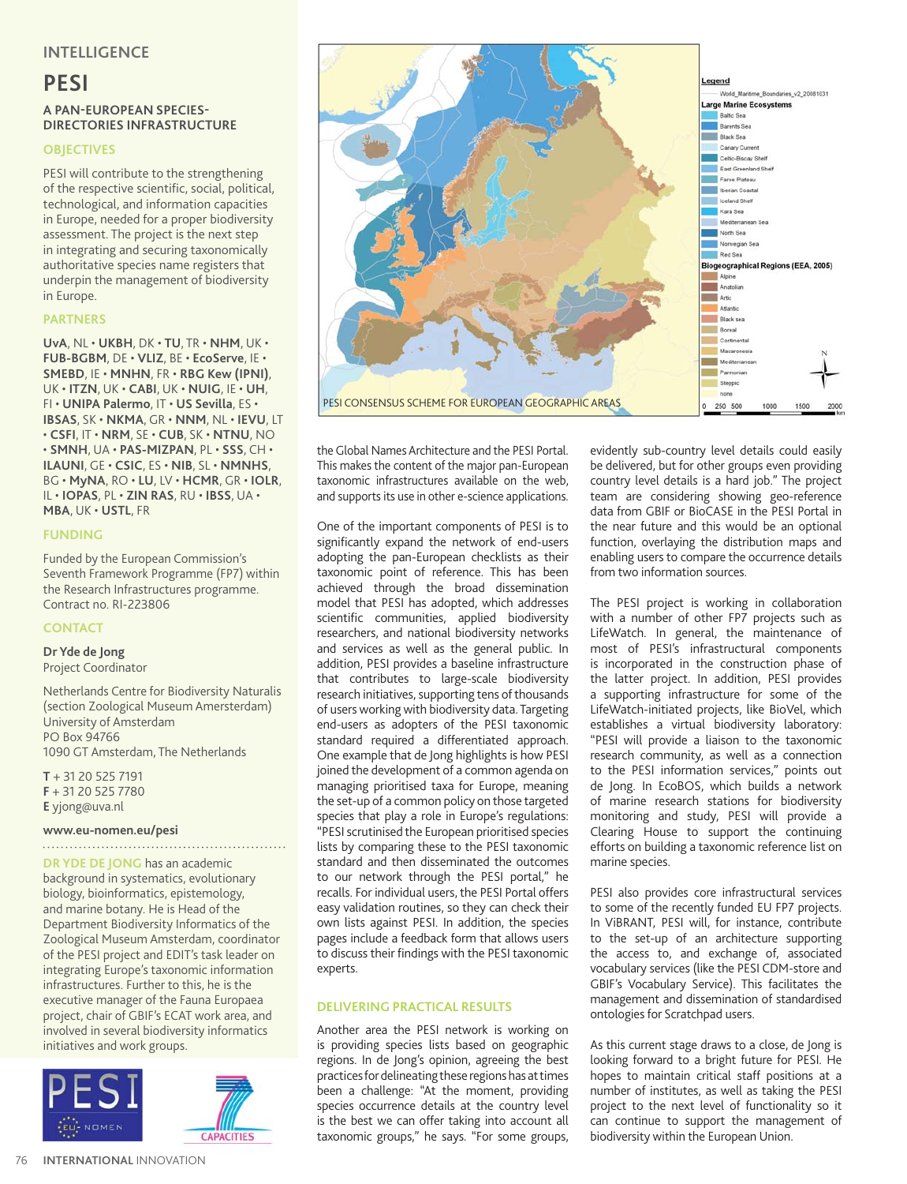# INTELLIGENCE

## PESI

### A PAN-EUROPEAN SPECIES-DIRECTORIES INFRASTRUCTURE

### OBJECTIVES

PESI will contribute to the strengthening of the respective scientific, social, political, technological, and information capacities in Europe, needed for a proper biodiversity assessment. The project is the next step in integrating and securing taxonomically authoritative species name registers that underpin the management of biodiversity in Europe.

### PARTNERS

**UvA**, NL • **UKBH**, DK • **TU**, TR • **NHM**, UK • **FUB-BGBM**, DE • **VLIZ**, BE • **EcoServe**, IE • **SMEBD**, IE • **MNHN**, FR • **RBG Kew (IPNI)**, UK • **ITZN**, UK • **CABI**, UK • **NUIG**, IE • **UH**, FI • **UNIPA Palermo**, IT • **US Sevilla**, ES • **IBSAS**, SK • **NKMA**, GR • **NNM**, NL • **IEVU**, LT • **CSFI**, IT • **NRM**, SE • **CUB**, SK • **NTNU**, NO • **SMNH**, UA • **PAS-MIZPAN**, PL • **SSS**, CH • **ILAUNI**, GE • **CSIC**, ES • **NIB**, SL • **NMNHS**, BG • **MyNA**, RO • **LU**, LV • **HCMR**, GR • **IOLR**, IL • **IOPAS**, PL • **ZIN RAS**, RU • **IBSS**, UA • **MBA**, UK • **USTL**, FR

### FUNDING

Funded by the European Commission's Seventh Framework Programme (FP7) within the Research Infrastructures programme. Contract no. RI-223806

### CONTACT

**Dr Yde de Jong**
Project Coordinator

Netherlands Centre for Biodiversity Naturalis (section Zoological Museum Amersterdam)
University of Amsterdam
PO Box 94766
1090 GT Amsterdam, The Netherlands

**T** + 31 20 525 7191
**F** + 31 20 525 7780
**E** yjong@uva.nl

**www.eu-nomen.eu/pesi**

**DR YDE DE JONG** has an academic background in systematics, evolutionary biology, bioinformatics, epistemology, and marine botany. He is Head of the Department Biodiversity Informatics of the Zoological Museum Amsterdam, coordinator of the PESI project and EDIT's task leader on integrating Europe's taxonomic information infrastructures. Further to this, he is the executive manager of the Fauna Europaea project, chair of GBIF's ECAT work area, and involved in several biodiversity informatics initiatives and work groups.

PESI EU NOMEN

7 CAPACITIES

Legend
World_Maritime_Boundaries_v2_20081031
Large Marine Ecosystems
Baltic Sea
Barents Sea
Black Sea
Canary Current
Celtic-Biscay Shelf
East Greenland Shelf
Faroe Plateau
Iberian Coastal
Iceland Shelf
Kara Sea
Mediterranean Sea
North Sea
Norwegian Sea
Red Sea
Biogeographical Regions (EEA, 2005)
Alpine
Anatolian
Artic
Atlantic
Black sea
Boreal
Continental
Macaronesia
Mediterranean
Pannonian
Steppic
none
N
0 250 500 1000 1500 2000 km

PESI CONSENSUS SCHEME FOR EUROPEAN GEOGRAPHIC AREAS

the Global Names Architecture and the PESI Portal. This makes the content of the major pan-European taxonomic infrastructures available on the web, and supports its use in other e-science applications.

One of the important components of PESI is to significantly expand the network of end-users adopting the pan-European checklists as their taxonomic point of reference. This has been achieved through the broad dissemination model that PESI has adopted, which addresses scientific communities, applied biodiversity researchers, and national biodiversity networks and services as well as the general public. In addition, PESI provides a baseline infrastructure that contributes to large-scale biodiversity research initiatives, supporting tens of thousands of users working with biodiversity data. Targeting end-users as adopters of the PESI taxonomic standard required a differentiated approach. One example that de Jong highlights is how PESI joined the development of a common agenda on managing prioritised taxa for Europe, meaning the set-up of a common policy on those targeted species that play a role in Europe's regulations: "PESI scrutinised the European prioritised species lists by comparing these to the PESI taxonomic standard and then disseminated the outcomes to our network through the PESI portal," he recalls. For individual users, the PESI Portal offers easy validation routines, so they can check their own lists against PESI. In addition, the species pages include a feedback form that allows users to discuss their findings with the PESI taxonomic experts.

### DELIVERING PRACTICAL RESULTS

Another area the PESI network is working on is providing species lists based on geographic regions. In de Jong's opinion, agreeing the best practices for delineating these regions has at times been a challenge: "At the moment, providing species occurrence details at the country level is the best we can offer taking into account all taxonomic groups," he says. "For some groups, evidently sub-country level details could easily be delivered, but for other groups even providing country level details is a hard job." The project team are considering showing geo-reference data from GBIF or BioCASE in the PESI Portal in the near future and this would be an optional function, overlaying the distribution maps and enabling users to compare the occurrence details from two information sources.

The PESI project is working in collaboration with a number of other FP7 projects such as LifeWatch. In general, the maintenance of most of PESI's infrastructural components is incorporated in the construction phase of the latter project. In addition, PESI provides a supporting infrastructure for some of the LifeWatch-initiated projects, like BioVel, which establishes a virtual biodiversity laboratory: "PESI will provide a liaison to the taxonomic research community, as well as a connection to the PESI information services," points out de Jong. In EcoBOS, which builds a network of marine research stations for biodiversity monitoring and study, PESI will provide a Clearing House to support the continuing efforts on building a taxonomic reference list on marine species.

PESI also provides core infrastructural services to some of the recently funded EU FP7 projects. In ViBRANT, PESI will, for instance, contribute to the set-up of an architecture supporting the access to, and exchange of, associated vocabulary services (like the PESI CDM-store and GBIF's Vocabulary Service). This facilitates the management and dissemination of standardised ontologies for Scratchpad users.

As this current stage draws to a close, de Jong is looking forward to a bright future for PESI. He hopes to maintain critical staff positions at a number of institutes, as well as taking the PESI project to the next level of functionality so it can continue to support the management of biodiversity within the European Union.